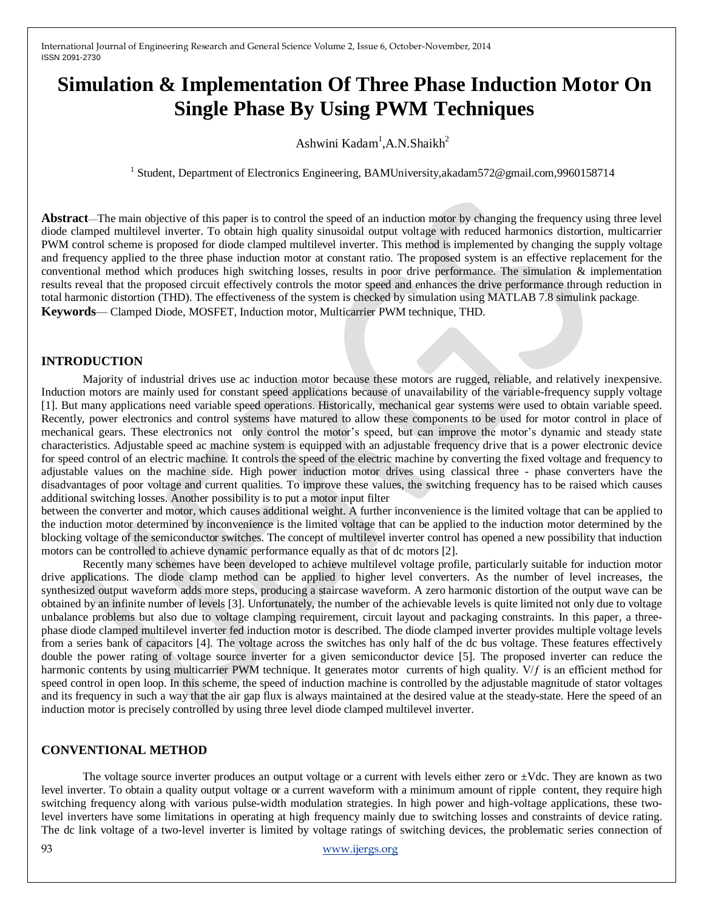# Simulation & Implementation Of Three Phase Induction Motor On Single Phase By Using PWM Techniques

Ashwini Kadam[1], A.N.Shaikh[2]

[1] Student, Department of Electronics Engineering, BAMUniversity,akadam572@gmail.com,9960158714

**Abstract**—The main objective of this paper is to control the speed of an induction motor by changing the frequency using three level diode clamped multilevel inverter. To obtain high quality sinusoidal output voltage with reduced harmonics distortion, multicarrier PWM control scheme is proposed for diode clamped multilevel inverter. This method is implemented by changing the supply voltage and frequency applied to the three phase induction motor at constant ratio. The proposed system is an effective replacement for the conventional method which produces high switching losses, results in poor drive performance. The simulation & implementation results reveal that the proposed circuit effectively controls the motor speed and enhances the drive performance through reduction in total harmonic distortion (THD). The effectiveness of the system is checked by simulation using MATLAB 7.8 simulink package.

**Keywords**— Clamped Diode, MOSFET, Induction motor, Multicarrier PWM technique, THD.

## INTRODUCTION

Majority of industrial drives use ac induction motor because these motors are rugged, reliable, and relatively inexpensive. Induction motors are mainly used for constant speed applications because of unavailability of the variable-frequency supply voltage [1]. But many applications need variable speed operations. Historically, mechanical gear systems were used to obtain variable speed. Recently, power electronics and control systems have matured to allow these components to be used for motor control in place of mechanical gears. These electronics not only control the motor's speed, but can improve the motor's dynamic and steady state characteristics. Adjustable speed ac machine system is equipped with an adjustable frequency drive that is a power electronic device for speed control of an electric machine. It controls the speed of the electric machine by converting the fixed voltage and frequency to adjustable values on the machine side. High power induction motor drives using classical three - phase converters have the disadvantages of poor voltage and current qualities. To improve these values, the switching frequency has to be raised which causes additional switching losses. Another possibility is to put a motor input filter between the converter and motor, which causes additional weight. A further inconvenience is the limited voltage that can be applied to the induction motor determined by inconvenience is the limited voltage that can be applied to the induction motor determined by the blocking voltage of the semiconductor switches. The concept of multilevel inverter control has opened a new possibility that induction motors can be controlled to achieve dynamic performance equally as that of dc motors [2].

Recently many schemes have been developed to achieve multilevel voltage profile, particularly suitable for induction motor drive applications. The diode clamp method can be applied to higher level converters. As the number of level increases, the synthesized output waveform adds more steps, producing a staircase waveform. A zero harmonic distortion of the output wave can be obtained by an infinite number of levels [3]. Unfortunately, the number of the achievable levels is quite limited not only due to voltage unbalance problems but also due to voltage clamping requirement, circuit layout and packaging constraints. In this paper, a three-phase diode clamped multilevel inverter fed induction motor is described. The diode clamped inverter provides multiple voltage levels from a series bank of capacitors [4]. The voltage across the switches has only half of the dc bus voltage. These features effectively double the power rating of voltage source inverter for a given semiconductor device [5]. The proposed inverter can reduce the harmonic contents by using multicarrier PWM technique. It generates motor currents of high quality. $V/f$ is an efficient method for speed control in open loop. In this scheme, the speed of induction machine is controlled by the adjustable magnitude of stator voltages and its frequency in such a way that the air gap flux is always maintained at the desired value at the steady-state. Here the speed of an induction motor is precisely controlled by using three level diode clamped multilevel inverter.

## CONVENTIONAL METHOD

The voltage source inverter produces an output voltage or a current with levels either zero or $\pm$Vdc. They are known as two level inverter. To obtain a quality output voltage or a current waveform with a minimum amount of ripple content, they require high switching frequency along with various pulse-width modulation strategies. In high power and high-voltage applications, these two-level inverters have some limitations in operating at high frequency mainly due to switching losses and constraints of device rating. The dc link voltage of a two-level inverter is limited by voltage ratings of switching devices, the problematic series connection of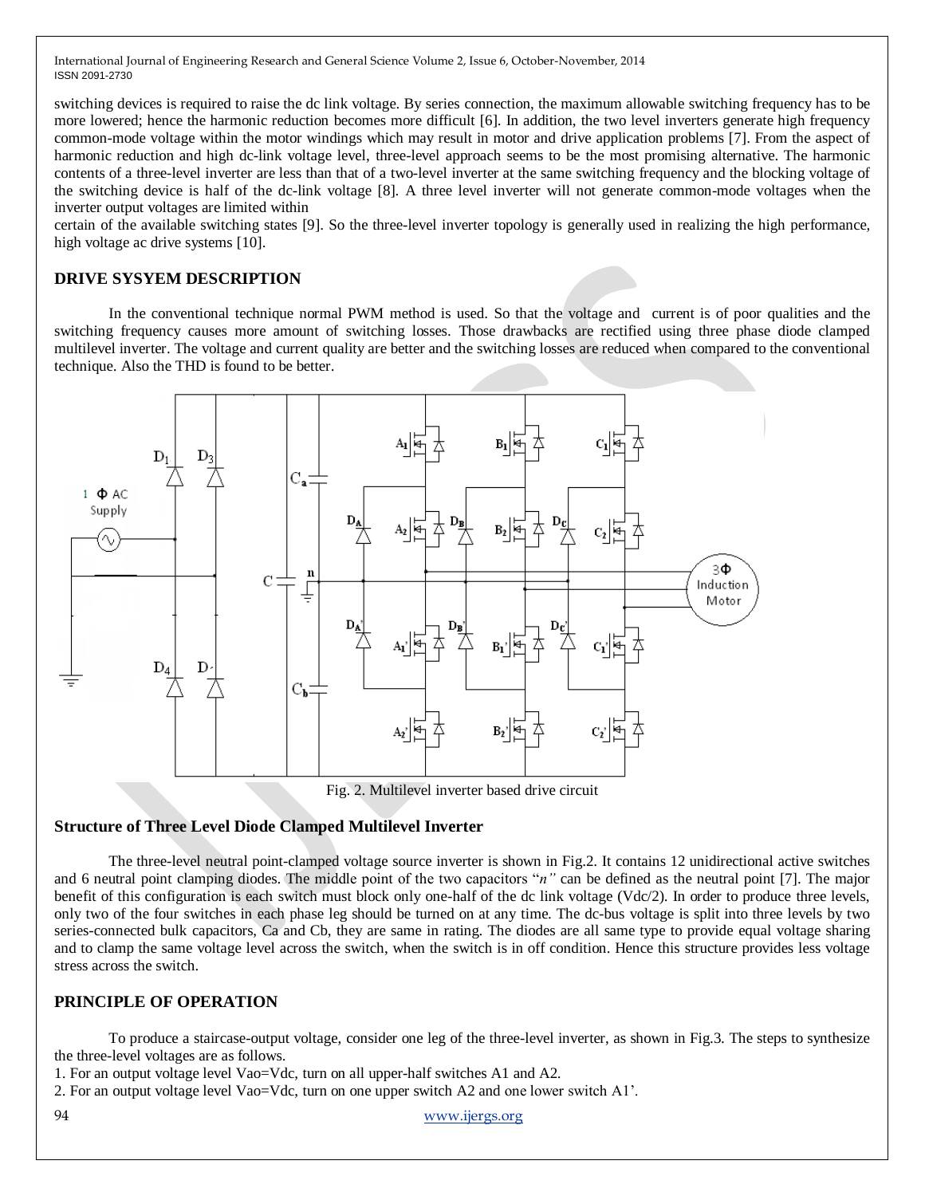switching devices is required to raise the dc link voltage. By series connection, the maximum allowable switching frequency has to be more lowered; hence the harmonic reduction becomes more difficult [6]. In addition, the two level inverters generate high frequency common-mode voltage within the motor windings which may result in motor and drive application problems [7]. From the aspect of harmonic reduction and high dc-link voltage level, three-level approach seems to be the most promising alternative. The harmonic contents of a three-level inverter are less than that of a two-level inverter at the same switching frequency and the blocking voltage of the switching device is half of the dc-link voltage [8]. A three level inverter will not generate common-mode voltages when the inverter output voltages are limited within
certain of the available switching states [9]. So the three-level inverter topology is generally used in realizing the high performance, high voltage ac drive systems [10].

## DRIVE SYSYEM DESCRIPTION

In the conventional technique normal PWM method is used. So that the voltage and current is of poor qualities and the switching frequency causes more amount of switching losses. Those drawbacks are rectified using three phase diode clamped multilevel inverter. The voltage and current quality are better and the switching losses are reduced when compared to the conventional technique. Also the THD is found to be better.

Fig. 2. Multilevel inverter based drive circuit

## Structure of Three Level Diode Clamped Multilevel Inverter

The three-level neutral point-clamped voltage source inverter is shown in Fig.2. It contains 12 unidirectional active switches and 6 neutral point clamping diodes. The middle point of the two capacitors "*n"* can be defined as the neutral point [7]. The major benefit of this configuration is each switch must block only one-half of the dc link voltage (Vdc/2). In order to produce three levels, only two of the four switches in each phase leg should be turned on at any time. The dc-bus voltage is split into three levels by two series-connected bulk capacitors, Ca and Cb, they are same in rating. The diodes are all same type to provide equal voltage sharing and to clamp the same voltage level across the switch, when the switch is in off condition. Hence this structure provides less voltage stress across the switch.

## PRINCIPLE OF OPERATION

To produce a staircase-output voltage, consider one leg of the three-level inverter, as shown in Fig.3. The steps to synthesize the three-level voltages are as follows.

1. For an output voltage level Vao=Vdc, turn on all upper-half switches A1 and A2.
2. For an output voltage level Vao=Vdc, turn on one upper switch A2 and one lower switch A1'.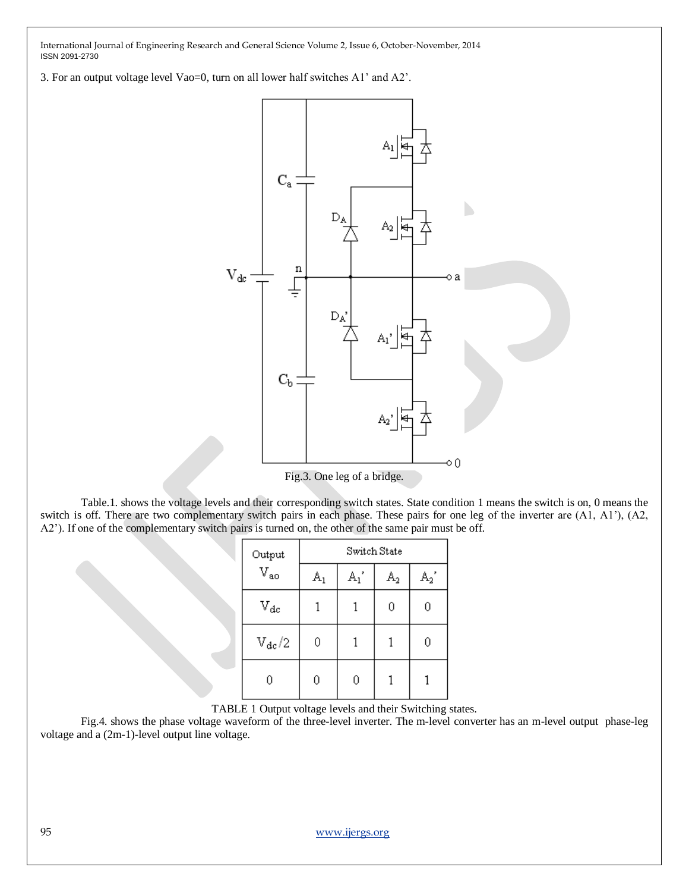3. For an output voltage level Vao=0, turn on all lower half switches A1' and A2'.

Fig.3. One leg of a bridge.

Table.1. shows the voltage levels and their corresponding switch states. State condition 1 means the switch is on, 0 means the switch is off. There are two complementary switch pairs in each phase. These pairs for one leg of the inverter are (A1, A1'), (A2, A2'). If one of the complementary switch pairs is turned on, the other of the same pair must be off.

| Output $V_{ao}$ | Switch State | | | |
|---|---|---|---|---|
| | $A_1$ | $A_1'$ | $A_2$ | $A_2'$ |
| $V_{dc}$ | 1 | 1 | 0 | 0 |
| $V_{dc}/2$ | 0 | 1 | 1 | 0 |
| 0 | 0 | 0 | 1 | 1 |

TABLE 1 Output voltage levels and their Switching states.

Fig.4. shows the phase voltage waveform of the three-level inverter. The m-level converter has an m-level output phase-leg voltage and a (2m-1)-level output line voltage.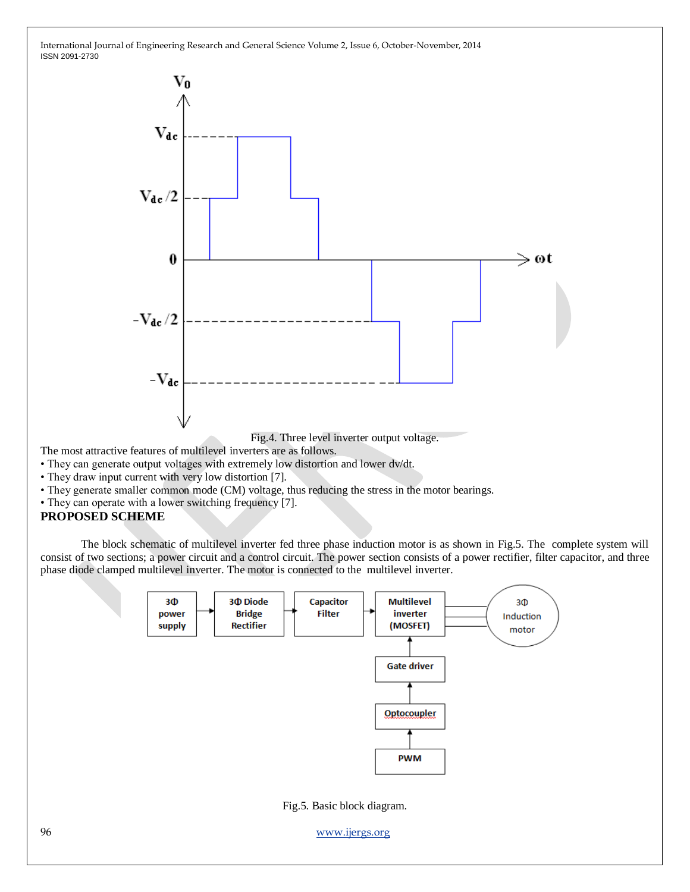Fig.4. Three level inverter output voltage.

The most attractive features of multilevel inverters are as follows.

- They can generate output voltages with extremely low distortion and lower dv/dt.
- They draw input current with very low distortion [7].
- They generate smaller common mode (CM) voltage, thus reducing the stress in the motor bearings.
- They can operate with a lower switching frequency [7].

## PROPOSED SCHEME

The block schematic of multilevel inverter fed three phase induction motor is as shown in Fig.5. The complete system will consist of two sections; a power circuit and a control circuit. The power section consists of a power rectifier, filter capacitor, and three phase diode clamped multilevel inverter. The motor is connected to the multilevel inverter.

Fig.5. Basic block diagram.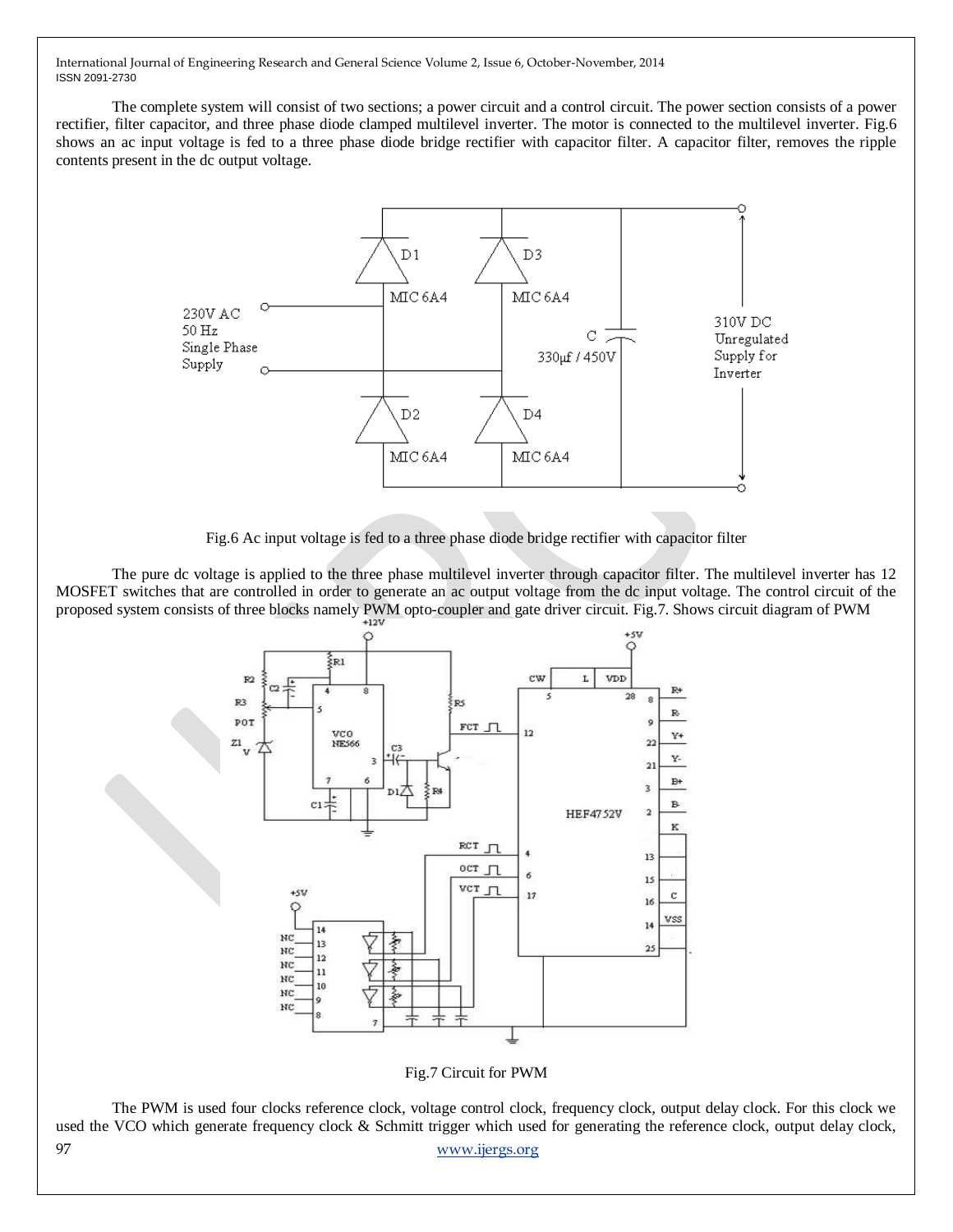The complete system will consist of two sections; a power circuit and a control circuit. The power section consists of a power rectifier, filter capacitor, and three phase diode clamped multilevel inverter. The motor is connected to the multilevel inverter. Fig.6 shows an ac input voltage is fed to a three phase diode bridge rectifier with capacitor filter. A capacitor filter, removes the ripple contents present in the dc output voltage.

Fig.6 Ac input voltage is fed to a three phase diode bridge rectifier with capacitor filter

The pure dc voltage is applied to the three phase multilevel inverter through capacitor filter. The multilevel inverter has 12 MOSFET switches that are controlled in order to generate an ac output voltage from the dc input voltage. The control circuit of the proposed system consists of three blocks namely PWM opto-coupler and gate driver circuit. Fig.7. Shows circuit diagram of PWM

Fig.7 Circuit for PWM

The PWM is used four clocks reference clock, voltage control clock, frequency clock, output delay clock. For this clock we used the VCO which generate frequency clock & Schmitt trigger which used for generating the reference clock, output delay clock,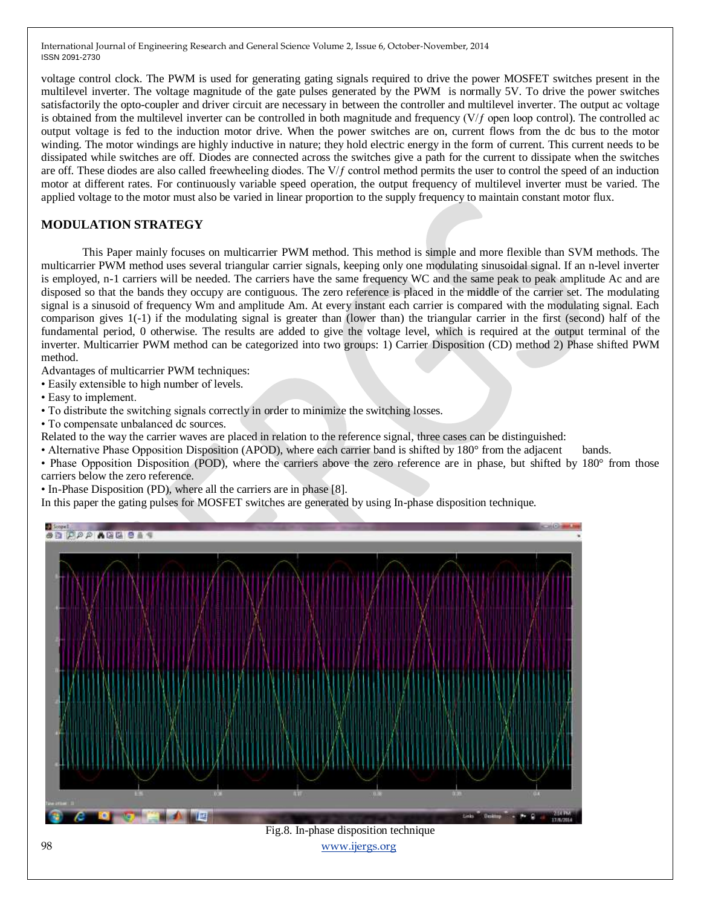voltage control clock. The PWM is used for generating gating signals required to drive the power MOSFET switches present in the multilevel inverter. The voltage magnitude of the gate pulses generated by the PWM is normally 5V. To drive the power switches satisfactorily the opto-coupler and driver circuit are necessary in between the controller and multilevel inverter. The output ac voltage is obtained from the multilevel inverter can be controlled in both magnitude and frequency (V/*f* open loop control). The controlled ac output voltage is fed to the induction motor drive. When the power switches are on, current flows from the dc bus to the motor winding. The motor windings are highly inductive in nature; they hold electric energy in the form of current. This current needs to be dissipated while switches are off. Diodes are connected across the switches give a path for the current to dissipate when the switches are off. These diodes are also called freewheeling diodes. The V/*f* control method permits the user to control the speed of an induction motor at different rates. For continuously variable speed operation, the output frequency of multilevel inverter must be varied. The applied voltage to the motor must also be varied in linear proportion to the supply frequency to maintain constant motor flux.

## MODULATION STRATEGY

This Paper mainly focuses on multicarrier PWM method. This method is simple and more flexible than SVM methods. The multicarrier PWM method uses several triangular carrier signals, keeping only one modulating sinusoidal signal. If an n-level inverter is employed, n-1 carriers will be needed. The carriers have the same frequency WC and the same peak to peak amplitude Ac and are disposed so that the bands they occupy are contiguous. The zero reference is placed in the middle of the carrier set. The modulating signal is a sinusoid of frequency Wm and amplitude Am. At every instant each carrier is compared with the modulating signal. Each comparison gives 1(-1) if the modulating signal is greater than (lower than) the triangular carrier in the first (second) half of the fundamental period, 0 otherwise. The results are added to give the voltage level, which is required at the output terminal of the inverter. Multicarrier PWM method can be categorized into two groups: 1) Carrier Disposition (CD) method 2) Phase shifted PWM method.

Advantages of multicarrier PWM techniques:

- Easily extensible to high number of levels.
- Easy to implement.
- To distribute the switching signals correctly in order to minimize the switching losses.
- To compensate unbalanced dc sources.

Related to the way the carrier waves are placed in relation to the reference signal, three cases can be distinguished:

- Alternative Phase Opposition Disposition (APOD), where each carrier band is shifted by 180° from the adjacent bands.
- Phase Opposition Disposition (POD), where the carriers above the zero reference are in phase, but shifted by 180° from those carriers below the zero reference.
- In-Phase Disposition (PD), where all the carriers are in phase [8].

In this paper the gating pulses for MOSFET switches are generated by using In-phase disposition technique.

Fig.8. In-phase disposition technique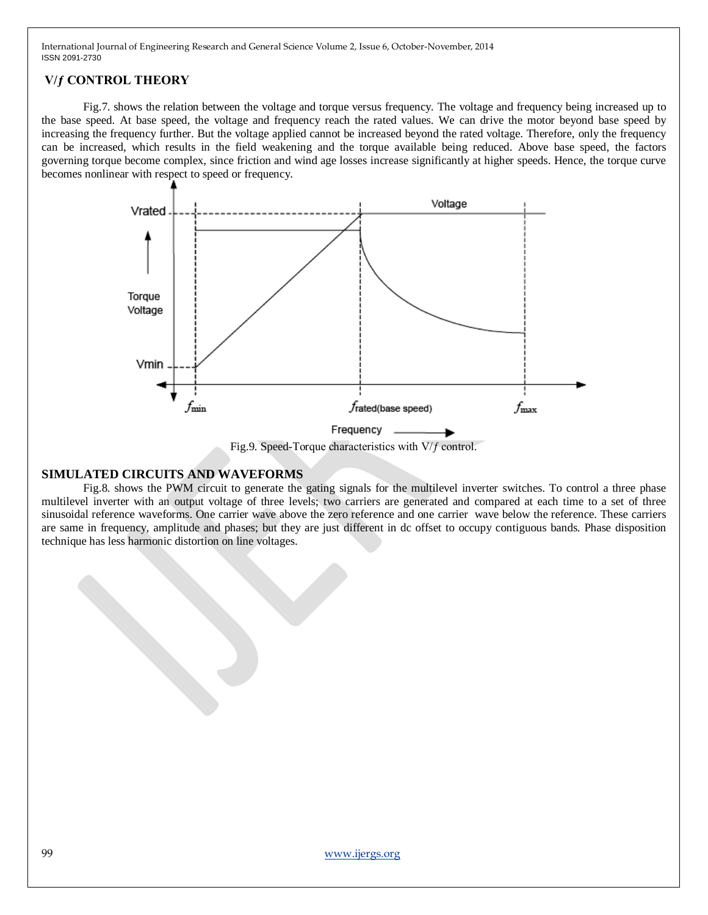## V/$f$ CONTROL THEORY

Fig.7. shows the relation between the voltage and torque versus frequency. The voltage and frequency being increased up to the base speed. At base speed, the voltage and frequency reach the rated values. We can drive the motor beyond base speed by increasing the frequency further. But the voltage applied cannot be increased beyond the rated voltage. Therefore, only the frequency can be increased, which results in the field weakening and the torque available being reduced. Above base speed, the factors governing torque become complex, since friction and wind age losses increase significantly at higher speeds. Hence, the torque curve becomes nonlinear with respect to speed or frequency.

Fig.9. Speed-Torque characteristics with V/$f$ control.

## SIMULATED CIRCUITS AND WAVEFORMS

Fig.8. shows the PWM circuit to generate the gating signals for the multilevel inverter switches. To control a three phase multilevel inverter with an output voltage of three levels; two carriers are generated and compared at each time to a set of three sinusoidal reference waveforms. One carrier wave above the zero reference and one carrier wave below the reference. These carriers are same in frequency, amplitude and phases; but they are just different in dc offset to occupy contiguous bands. Phase disposition technique has less harmonic distortion on line voltages.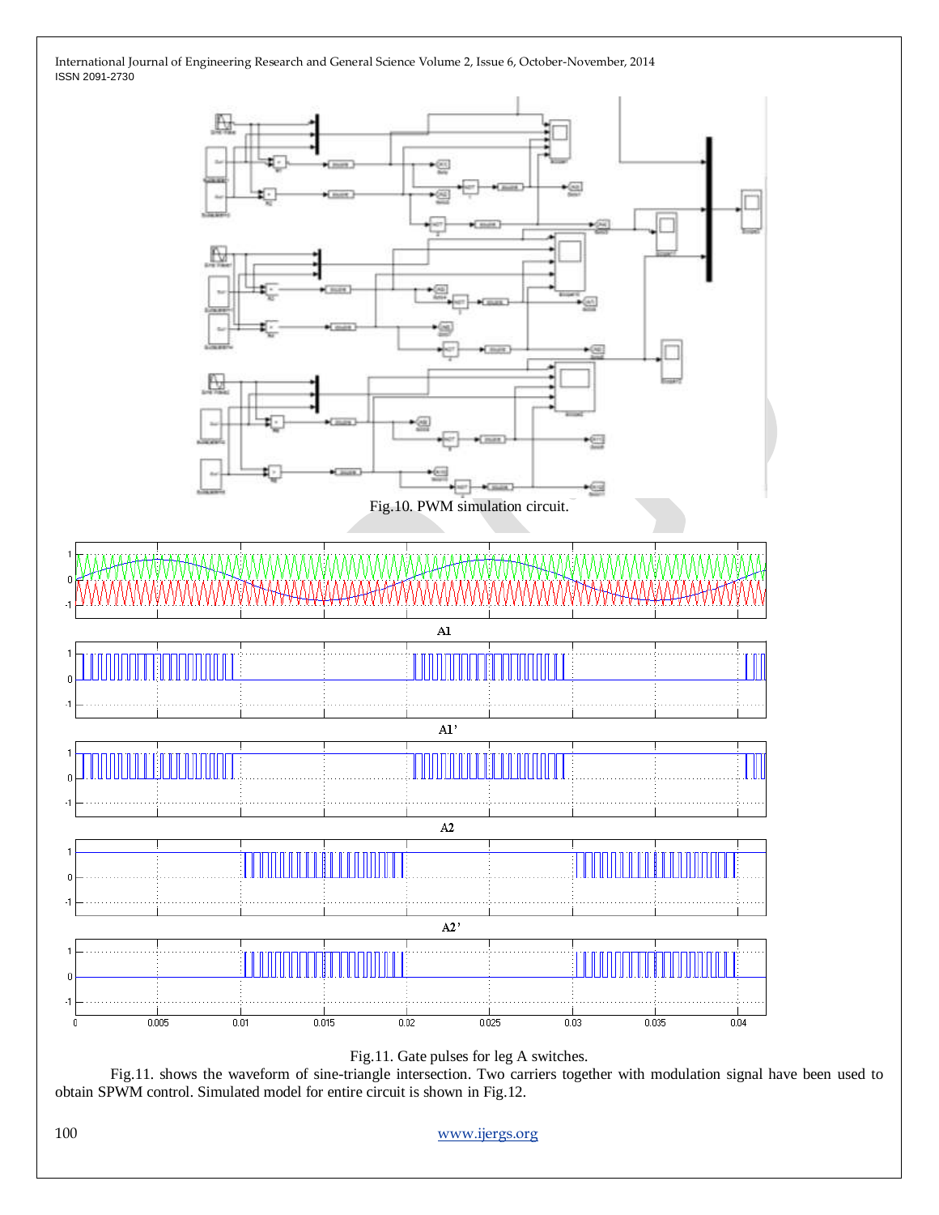Fig.10. PWM simulation circuit.

Fig.11. Gate pulses for leg A switches.

Fig.11. shows the waveform of sine-triangle intersection. Two carriers together with modulation signal have been used to obtain SPWM control. Simulated model for entire circuit is shown in Fig.12.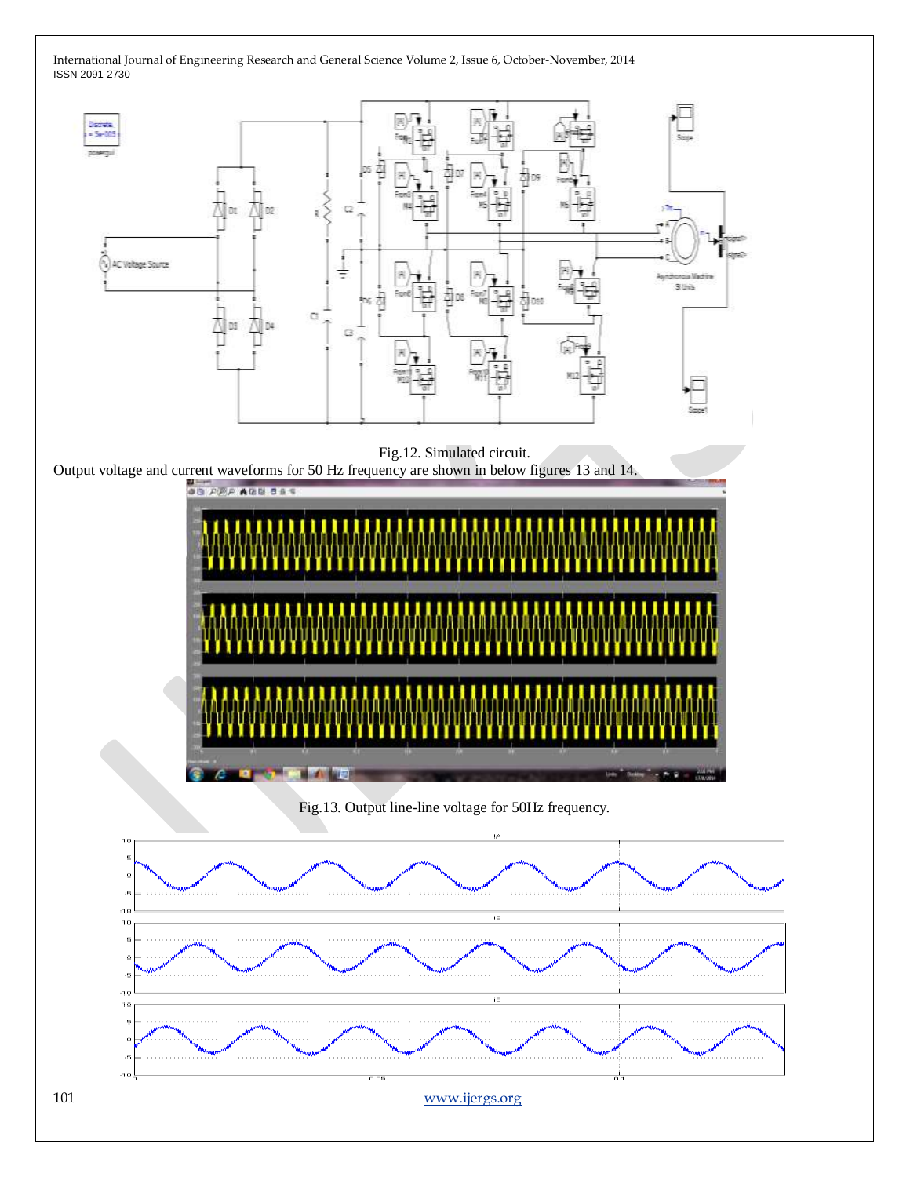Fig.12. Simulated circuit.

Output voltage and current waveforms for 50 Hz frequency are shown in below figures 13 and 14.

Fig.13. Output line-line voltage for 50Hz frequency.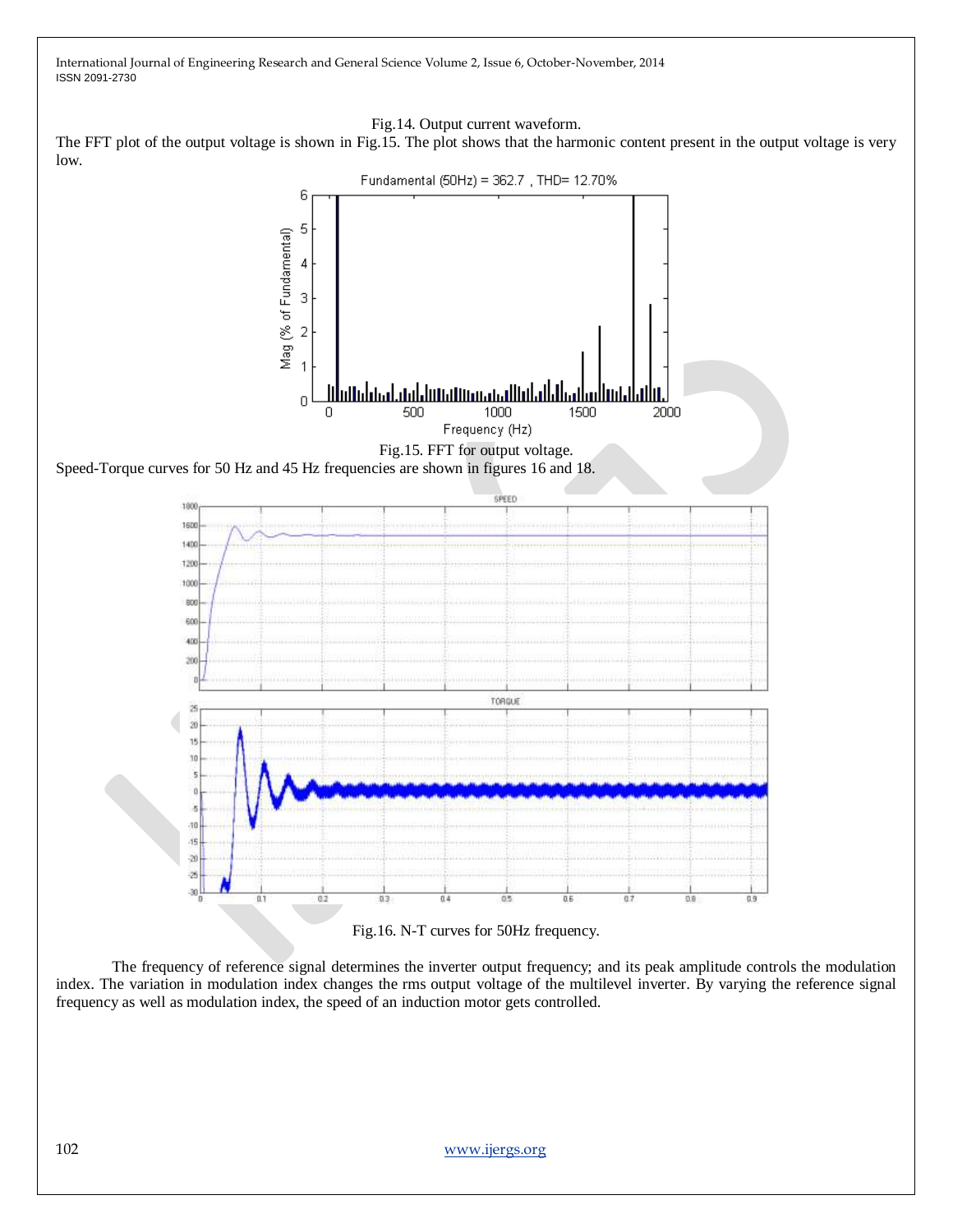Fig.14. Output current waveform.

The FFT plot of the output voltage is shown in Fig.15. The plot shows that the harmonic content present in the output voltage is very low.

Fig.15. FFT for output voltage.

Speed-Torque curves for 50 Hz and 45 Hz frequencies are shown in figures 16 and 18.

Fig.16. N-T curves for 50Hz frequency.

The frequency of reference signal determines the inverter output frequency; and its peak amplitude controls the modulation index. The variation in modulation index changes the rms output voltage of the multilevel inverter. By varying the reference signal frequency as well as modulation index, the speed of an induction motor gets controlled.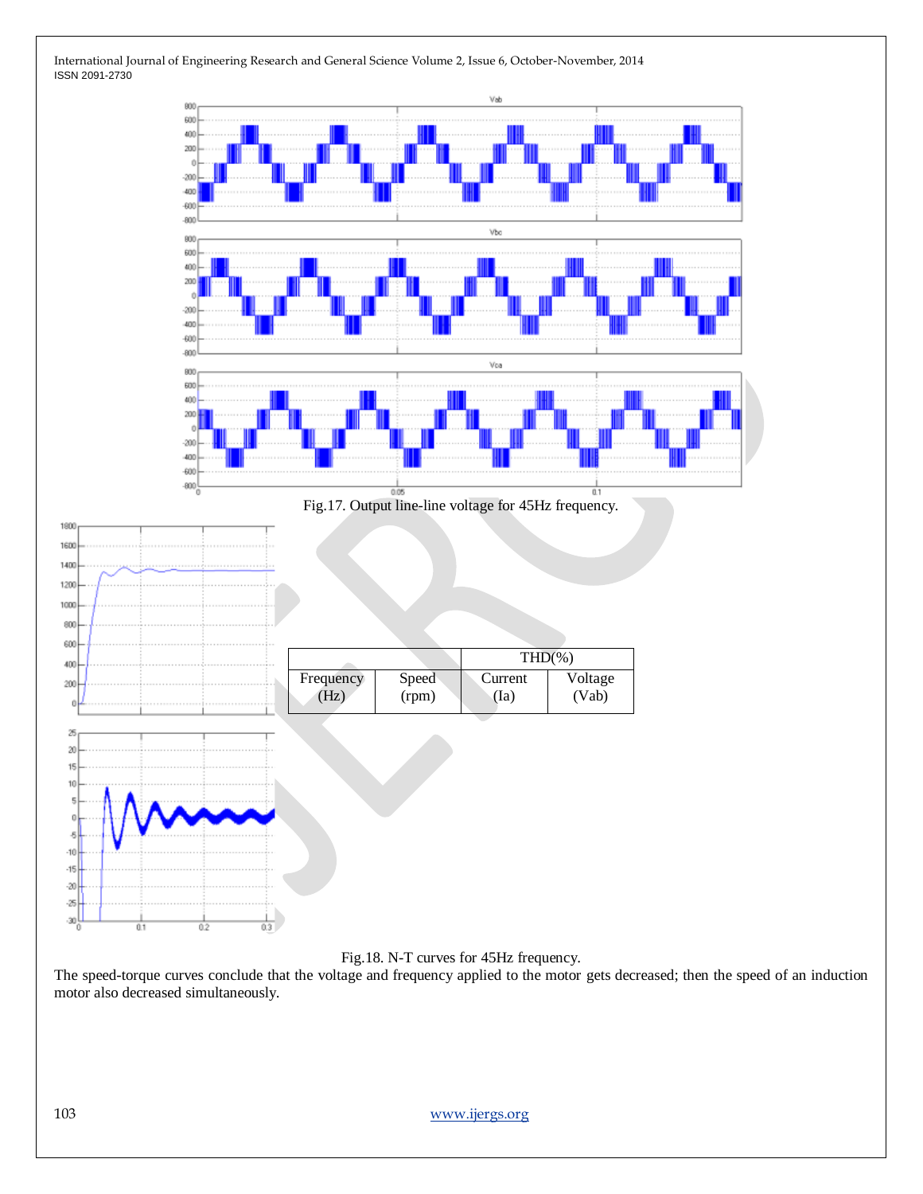Fig.17. Output line-line voltage for 45Hz frequency.

| | | THD(%) | |
|---|---|---|---|
| Frequency (Hz) | Speed (rpm) | Current (Ia) | Voltage (Vab) |

Fig.18. N-T curves for 45Hz frequency.

The speed-torque curves conclude that the voltage and frequency applied to the motor gets decreased; then the speed of an induction motor also decreased simultaneously.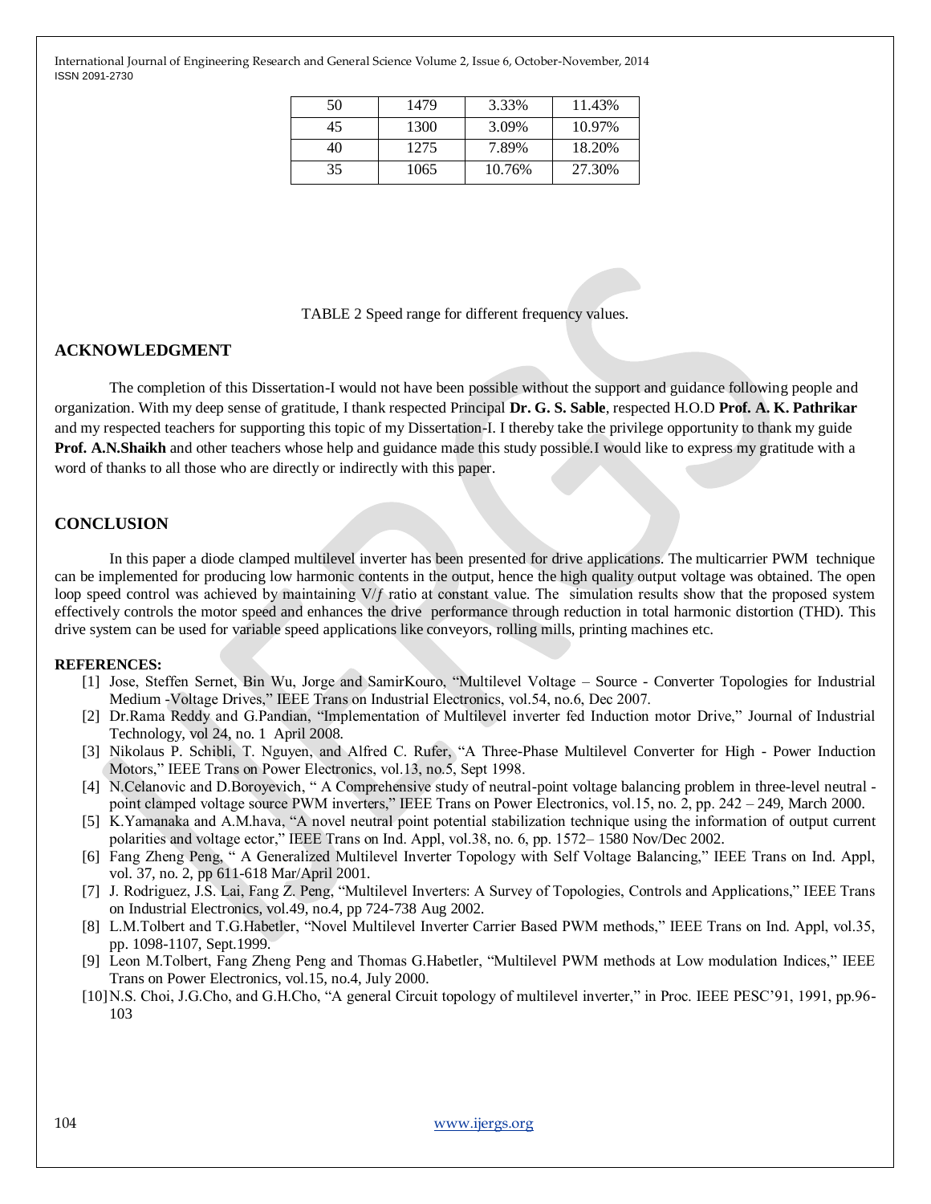| | | | |
|---|---|---|---|
| 50 | 1479 | 3.33% | 11.43% |
| 45 | 1300 | 3.09% | 10.97% |
| 40 | 1275 | 7.89% | 18.20% |
| 35 | 1065 | 10.76% | 27.30% |

TABLE 2 Speed range for different frequency values.

## ACKNOWLEDGMENT

The completion of this Dissertation-I would not have been possible without the support and guidance following people and organization. With my deep sense of gratitude, I thank respected Principal **Dr. G. S. Sable**, respected H.O.D **Prof. A. K. Pathrikar** and my respected teachers for supporting this topic of my Dissertation-I. I thereby take the privilege opportunity to thank my guide **Prof. A.N.Shaikh** and other teachers whose help and guidance made this study possible.I would like to express my gratitude with a word of thanks to all those who are directly or indirectly with this paper.

## CONCLUSION

In this paper a diode clamped multilevel inverter has been presented for drive applications. The multicarrier PWM technique can be implemented for producing low harmonic contents in the output, hence the high quality output voltage was obtained. The open loop speed control was achieved by maintaining $V/f$ ratio at constant value. The simulation results show that the proposed system effectively controls the motor speed and enhances the drive performance through reduction in total harmonic distortion (THD). This drive system can be used for variable speed applications like conveyors, rolling mills, printing machines etc.

**REFERENCES:**

1. Jose, Steffen Sernet, Bin Wu, Jorge and SamirKouro, "Multilevel Voltage – Source - Converter Topologies for Industrial Medium -Voltage Drives," IEEE Trans on Industrial Electronics, vol.54, no.6, Dec 2007.
2. Dr.Rama Reddy and G.Pandian, "Implementation of Multilevel inverter fed Induction motor Drive," Journal of Industrial Technology, vol 24, no. 1 April 2008.
3. Nikolaus P. Schibli, T. Nguyen, and Alfred C. Rufer, "A Three-Phase Multilevel Converter for High - Power Induction Motors," IEEE Trans on Power Electronics, vol.13, no.5, Sept 1998.
4. N.Celanovic and D.Boroyevich, " A Comprehensive study of neutral-point voltage balancing problem in three-level neutral - point clamped voltage source PWM inverters," IEEE Trans on Power Electronics, vol.15, no. 2, pp. 242 – 249, March 2000.
5. K.Yamanaka and A.M.hava, "A novel neutral point potential stabilization technique using the information of output current polarities and voltage ector," IEEE Trans on Ind. Appl, vol.38, no. 6, pp. 1572– 1580 Nov/Dec 2002.
6. Fang Zheng Peng, " A Generalized Multilevel Inverter Topology with Self Voltage Balancing," IEEE Trans on Ind. Appl, vol. 37, no. 2, pp 611-618 Mar/April 2001.
7. J. Rodriguez, J.S. Lai, Fang Z. Peng, "Multilevel Inverters: A Survey of Topologies, Controls and Applications," IEEE Trans on Industrial Electronics, vol.49, no.4, pp 724-738 Aug 2002.
8. L.M.Tolbert and T.G.Habetler, "Novel Multilevel Inverter Carrier Based PWM methods," IEEE Trans on Ind. Appl, vol.35, pp. 1098-1107, Sept.1999.
9. Leon M.Tolbert, Fang Zheng Peng and Thomas G.Habetler, "Multilevel PWM methods at Low modulation Indices," IEEE Trans on Power Electronics, vol.15, no.4, July 2000.
10. N.S. Choi, J.G.Cho, and G.H.Cho, "A general Circuit topology of multilevel inverter," in Proc. IEEE PESC'91, 1991, pp.96-103